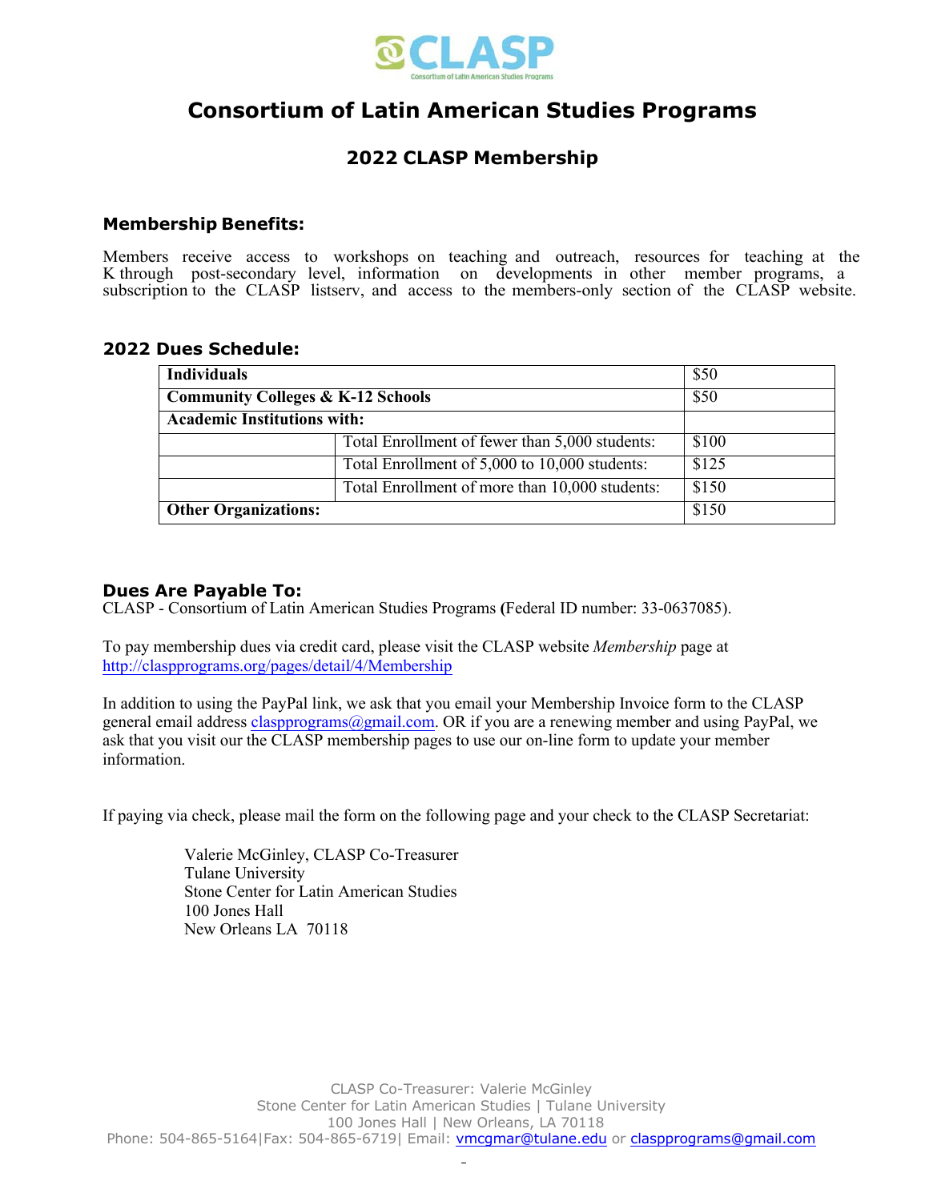# Consortium of Latin American Studies Programs

## 2022 CLASP Membership

### Membership Benefits:

Members receive access to workshops on teaching and outreach, resources for teaching at the K through post-secondary level, information on developments in other member programs, a subscription to the CLASP listserv, and access to the members-only section of the CLASP website.

### 2022 Dues Schedule:

| | | |
|---|---|---|
| **Individuals** | | $50 |
| **Community Colleges & K-12 Schools** | | $50 |
| **Academic Institutions with:** | | |
| | Total Enrollment of fewer than 5,000 students: | $100 |
| | Total Enrollment of 5,000 to 10,000 students: | $125 |
| | Total Enrollment of more than 10,000 students: | $150 |
| **Other Organizations:** | | $150 |

### Dues Are Payable To:

CLASP - Consortium of Latin American Studies Programs (Federal ID number: 33-0637085).

To pay membership dues via credit card, please visit the CLASP website *Membership* page at http://claspprograms.org/pages/detail/4/Membership

In addition to using the PayPal link, we ask that you email your Membership Invoice form to the CLASP general email address claspprograms@gmail.com. OR if you are a renewing member and using PayPal, we ask that you visit our the CLASP membership pages to use our on-line form to update your member information.

If paying via check, please mail the form on the following page and your check to the CLASP Secretariat:

Valerie McGinley, CLASP Co-Treasurer
Tulane University
Stone Center for Latin American Studies
100 Jones Hall
New Orleans LA 70118

CLASP Co-Treasurer: Valerie McGinley
Stone Center for Latin American Studies | Tulane University
100 Jones Hall | New Orleans, LA 70118
Phone: 504-865-5164|Fax: 504-865-6719| Email: vmcgmar@tulane.edu or claspprograms@gmail.com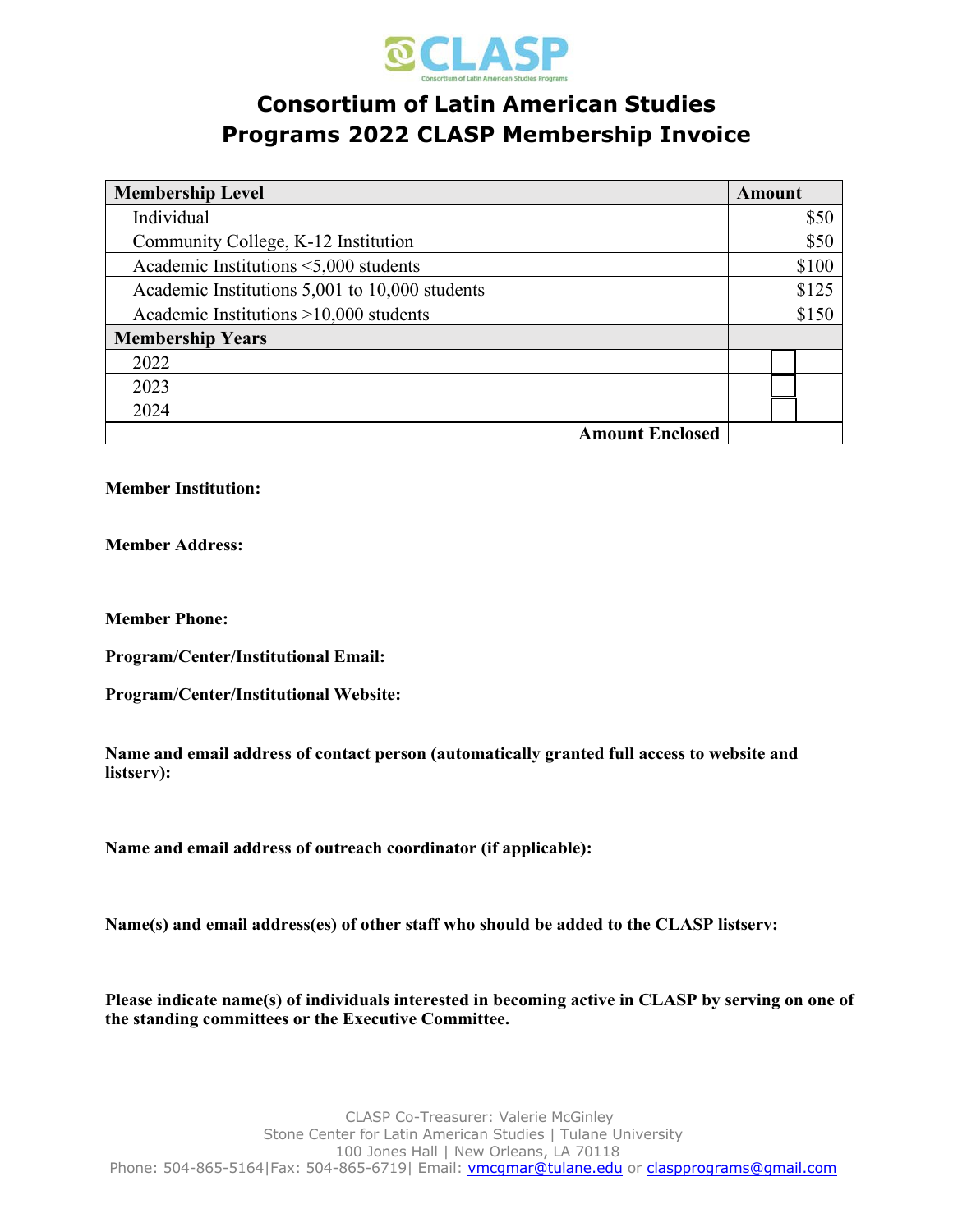# Consortium of Latin American Studies Programs 2022 CLASP Membership Invoice

| Membership Level | Amount |
|---|---|
| Individual | $50 |
| Community College, K-12 Institution | $50 |
| Academic Institutions <5,000 students | $100 |
| Academic Institutions 5,001 to 10,000 students | $125 |
| Academic Institutions >10,000 students | $150 |
| **Membership Years** | |
| 2022 | ☐ |
| 2023 | ☐ |
| 2024 | ☐ |
| **Amount Enclosed** | |

**Member Institution:**

**Member Address:**

**Member Phone:**

**Program/Center/Institutional Email:**

**Program/Center/Institutional Website:**

**Name and email address of contact person (automatically granted full access to website and listserv):**

**Name and email address of outreach coordinator (if applicable):**

**Name(s) and email address(es) of other staff who should be added to the CLASP listserv:**

**Please indicate name(s) of individuals interested in becoming active in CLASP by serving on one of the standing committees or the Executive Committee.**

CLASP Co-Treasurer: Valerie McGinley
Stone Center for Latin American Studies | Tulane University
100 Jones Hall | New Orleans, LA 70118
Phone: 504-865-5164|Fax: 504-865-6719| Email: vmcgmar@tulane.edu or claspprograms@gmail.com